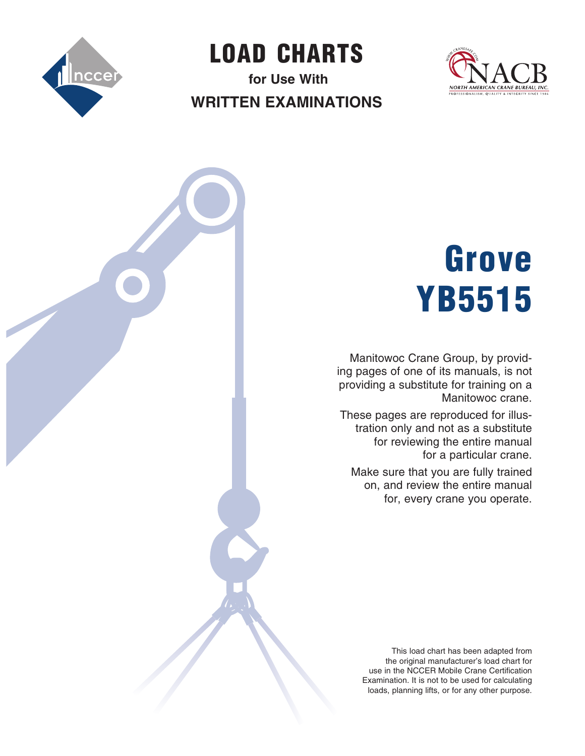# LOAD CHARTS

**for Use With**

**WRITTEN EXAMINATIONS**

NORTH AMERICAN CRANE BUREAU, INC.

PROFESSIONALISM, QUALITY & INTEGRITY SINCE 1986

# Grove YB5515

Manitowoc Crane Group, by providing pages of one of its manuals, is not providing a substitute for training on a Manitowoc crane.

These pages are reproduced for illustration only and not as a substitute for reviewing the entire manual for a particular crane.

Make sure that you are fully trained on, and review the entire manual for, every crane you operate.

This load chart has been adapted from the original manufacturer's load chart for use in the NCCER Mobile Crane Certification Examination. It is not to be used for calculating loads, planning lifts, or for any other purpose.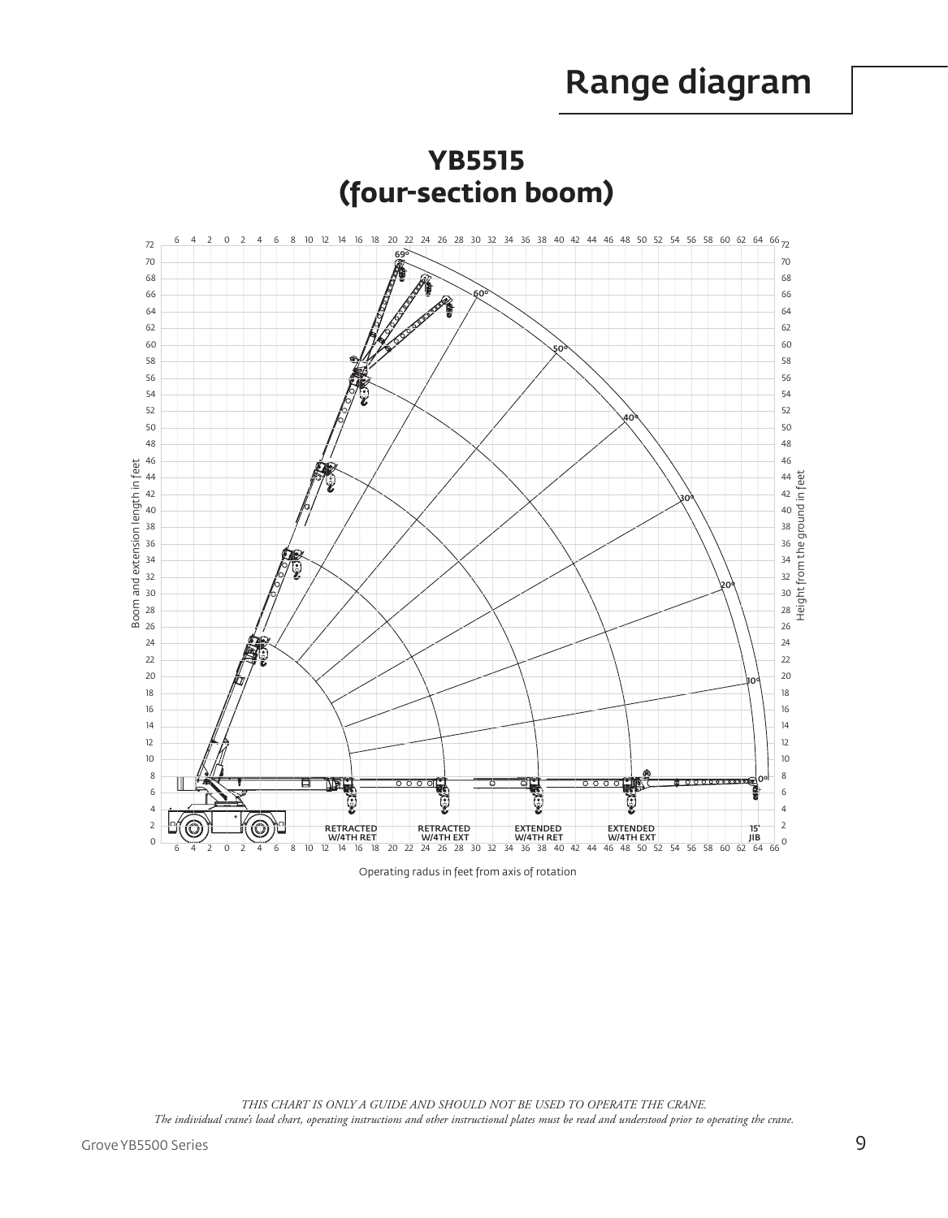# Range diagram

## YB5515 (four-section boom)

Boom and extension length in feet

Height from the ground in feet

RETRACTED W/4TH RET | RETRACTED W/4TH EXT | EXTENDED W/4TH RET | EXTENDED W/4TH EXT | 15' JIB

Operating radius in feet from axis of rotation

*THIS CHART IS ONLY A GUIDE AND SHOULD NOT BE USED TO OPERATE THE CRANE.*
*The individual crane's load chart, operating instructions and other instructional plates must be read and understood prior to operating the crane.*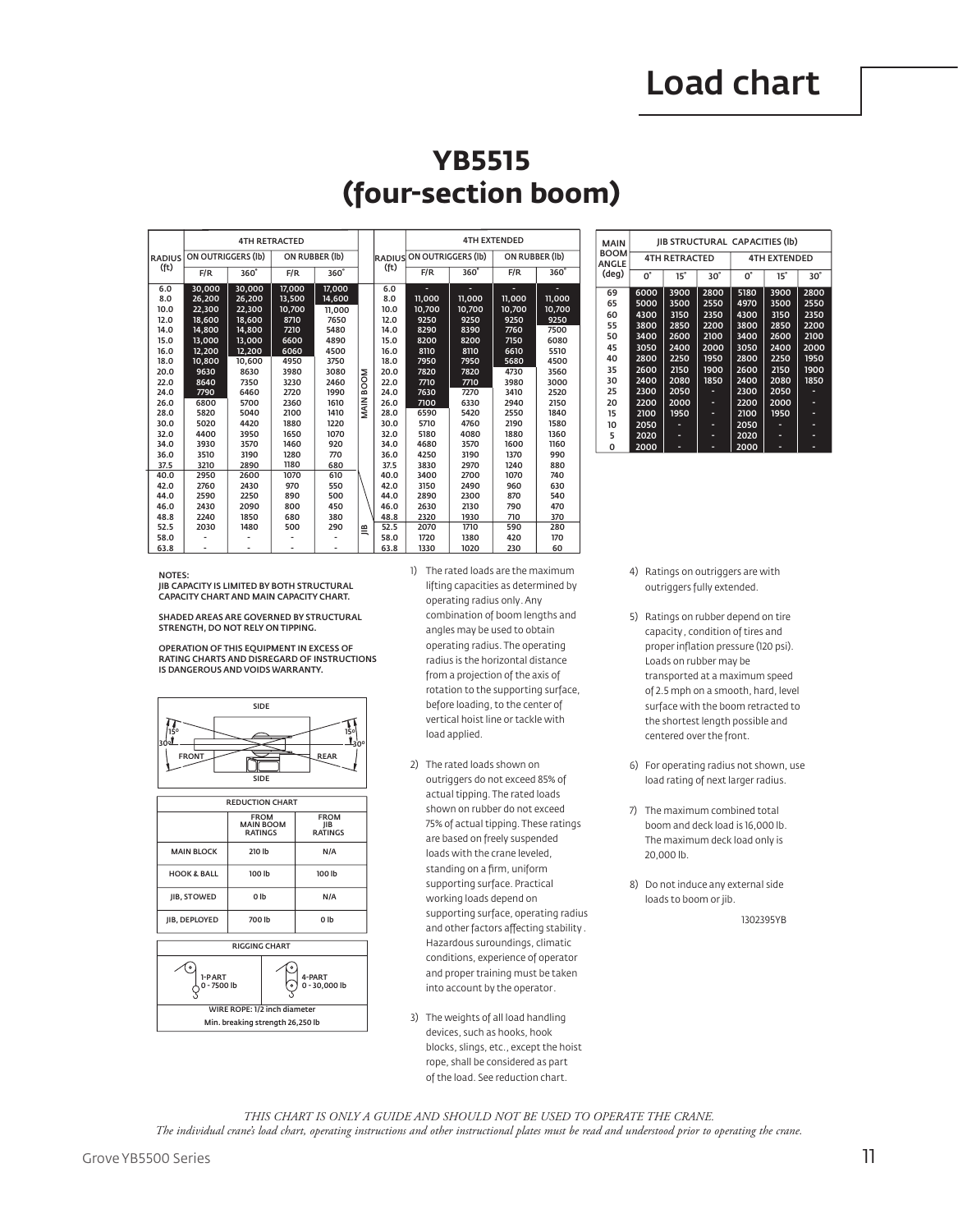# Load chart

## YB5515 (four-section boom)

| RADIUS (ft) | 4TH RETRACTED | | | | | RADIUS (ft) | 4TH EXTENDED | | | |
|---|---|---|---|---|---|---|---|---|---|---|
| | ON OUTRIGGERS (lb) | | ON RUBBER (lb) | | | | ON OUTRIGGERS (lb) | | ON RUBBER (lb) | |
| | F/R | 360° | F/R | 360° | | | F/R | 360° | F/R | 360° |
| 6.0 | 30,000 | 30,000 | 17,000 | 17,000 | MAIN BOOM | 6.0 | - | - | - | - |
| 8.0 | 26,200 | 26,200 | 13,500 | 14,600 | MAIN BOOM | 8.0 | 11,000 | 11,000 | 11,000 | 11,000 |
| 10.0 | 22,300 | 22,300 | 10,700 | 11,000 | MAIN BOOM | 10.0 | 10,700 | 10,700 | 10,700 | 10,700 |
| 12.0 | 18,600 | 18,600 | 8710 | 7650 | MAIN BOOM | 12.0 | 9250 | 9250 | 9250 | 9250 |
| 14.0 | 14,800 | 14,800 | 7210 | 5480 | MAIN BOOM | 14.0 | 8290 | 8390 | 7760 | 7500 |
| 15.0 | 13,000 | 13,000 | 6600 | 4890 | MAIN BOOM | 15.0 | 8200 | 8200 | 7150 | 6080 |
| 16.0 | 12,200 | 12,200 | 6060 | 4500 | MAIN BOOM | 16.0 | 8110 | 8110 | 6610 | 5510 |
| 18.0 | 10,800 | 10,600 | 4950 | 3750 | MAIN BOOM | 18.0 | 7950 | 7950 | 5680 | 4500 |
| 20.0 | 9630 | 8630 | 3980 | 3080 | MAIN BOOM | 20.0 | 7820 | 7820 | 4730 | 3560 |
| 22.0 | 8640 | 7350 | 3230 | 2460 | MAIN BOOM | 22.0 | 7710 | 7710 | 3980 | 3000 |
| 24.0 | 7790 | 6460 | 2720 | 1990 | MAIN BOOM | 24.0 | 7630 | 7270 | 3410 | 2520 |
| 26.0 | 6800 | 5700 | 2360 | 1610 | MAIN BOOM | 26.0 | 7100 | 6330 | 2940 | 2150 |
| 28.0 | 5820 | 5040 | 2100 | 1410 | MAIN BOOM | 28.0 | 6590 | 5420 | 2550 | 1840 |
| 30.0 | 5020 | 4420 | 1880 | 1220 | MAIN BOOM | 30.0 | 5710 | 4760 | 2190 | 1580 |
| 32.0 | 4400 | 3950 | 1650 | 1070 | MAIN BOOM | 32.0 | 5180 | 4080 | 1880 | 1360 |
| 34.0 | 3930 | 3570 | 1460 | 920 | MAIN BOOM | 34.0 | 4680 | 3570 | 1600 | 1160 |
| 36.0 | 3510 | 3190 | 1280 | 770 | MAIN BOOM | 36.0 | 4250 | 3190 | 1370 | 990 |
| 37.5 | 3210 | 2890 | 1180 | 680 | MAIN BOOM | 37.5 | 3830 | 2970 | 1240 | 880 |
| 40.0 | 2950 | 2600 | 1070 | 610 | | 40.0 | 3400 | 2700 | 1070 | 740 |
| 42.0 | 2760 | 2430 | 970 | 550 | | 42.0 | 3150 | 2490 | 960 | 630 |
| 44.0 | 2590 | 2250 | 890 | 500 | | 44.0 | 2890 | 2300 | 870 | 540 |
| 46.0 | 2430 | 2090 | 800 | 450 | | 46.0 | 2630 | 2130 | 790 | 470 |
| 48.8 | 2240 | 1850 | 680 | 380 | | 48.8 | 2320 | 1930 | 710 | 370 |
| 52.5 | 2030 | 1480 | 500 | 290 | JIB | 52.5 | 2070 | 1710 | 590 | 280 |
| 58.0 | - | - | - | - | JIB | 58.0 | 1720 | 1380 | 420 | 170 |
| 63.8 | - | - | - | - | JIB | 63.8 | 1330 | 1020 | 230 | 60 |

| MAIN BOOM ANGLE (deg) | JIB STRUCTURAL CAPACITIES (lb) | | | | | |
|---|---|---|---|---|---|---|
| | 4TH RETRACTED | | | 4TH EXTENDED | | |
| | 0° | 15° | 30° | 0° | 15° | 30° |
| 69 | 6000 | 3900 | 2800 | 5180 | 3900 | 2800 |
| 65 | 5000 | 3500 | 2550 | 4970 | 3500 | 2550 |
| 60 | 4300 | 3150 | 2350 | 4300 | 3150 | 2350 |
| 55 | 3800 | 2850 | 2200 | 3800 | 2850 | 2200 |
| 50 | 3400 | 2600 | 2100 | 3400 | 2600 | 2100 |
| 45 | 3050 | 2400 | 2000 | 3050 | 2400 | 2000 |
| 40 | 2800 | 2250 | 1950 | 2800 | 2250 | 1950 |
| 35 | 2600 | 2150 | 1900 | 2600 | 2150 | 1900 |
| 30 | 2400 | 2080 | 1850 | 2400 | 2080 | 1850 |
| 25 | 2300 | 2050 | - | 2300 | 2050 | - |
| 20 | 2200 | 2000 | - | 2200 | 2000 | - |
| 15 | 2100 | 1950 | - | 2100 | 1950 | - |
| 10 | 2050 | - | - | 2050 | - | - |
| 5 | 2020 | - | - | 2020 | - | - |
| 0 | 2000 | - | - | 2000 | - | - |

NOTES:
JIB CAPACITY IS LIMITED BY BOTH STRUCTURAL CAPACITY CHART AND MAIN CAPACITY CHART.

SHADED AREAS ARE GOVERNED BY STRUCTURAL STRENGTH, DO NOT RELY ON TIPPING.

OPERATION OF THIS EQUIPMENT IN EXCESS OF RATING CHARTS AND DISREGARD OF INSTRUCTIONS IS DANGEROUS AND VOIDS WARRANTY.

SIDE
15°
30°
FRONT
REAR
15°
30°
SIDE

| REDUCTION CHART | | |
|---|---|---|
| | FROM MAIN BOOM RATINGS | FROM JIB RATINGS |
| MAIN BLOCK | 210 lb | N/A |
| HOOK & BALL | 100 lb | 100 lb |
| JIB, STOWED | 0 lb | N/A |
| JIB, DEPLOYED | 700 lb | 0 lb |

| RIGGING CHART | |
|---|---|
| 1-PART 0 - 7500 lb | 4-PART 0 - 30,000 lb |
| WIRE ROPE: 1/2 inch diameter | |
| Min. breaking strength 26,250 lb | |

1) The rated loads are the maximum lifting capacities as determined by operating radius only. Any combination of boom lengths and angles may be used to obtain operating radius. The operating radius is the horizontal distance from a projection of the axis of rotation to the supporting surface, before loading, to the center of vertical hoist line or tackle with load applied.

2) The rated loads shown on outriggers do not exceed 85% of actual tipping. The rated loads shown on rubber do not exceed 75% of actual tipping. These ratings are based on freely suspended loads with the crane leveled, standing on a firm, uniform supporting surface. Practical working loads depend on supporting surface, operating radius and other factors affecting stability. Hazardous suroundings, climatic conditions, experience of operator and proper training must be taken into account by the operator.

3) The weights of all load handling devices, such as hooks, hook blocks, slings, etc., except the hoist rope, shall be considered as part of the load. See reduction chart.

4) Ratings on outriggers are with outriggers fully extended.

5) Ratings on rubber depend on tire capacity, condition of tires and proper inflation pressure (120 psi). Loads on rubber may be transported at a maximum speed of 2.5 mph on a smooth, hard, level surface with the boom retracted to the shortest length possible and centered over the front.

6) For operating radius not shown, use load rating of next larger radius.

7) The maximum combined total boom and deck load is 16,000 lb. The maximum deck load only is 20,000 lb.

8) Do not induce any external side loads to boom or jib.

1302395YB

*THIS CHART IS ONLY A GUIDE AND SHOULD NOT BE USED TO OPERATE THE CRANE.*
*The individual crane's load chart, operating instructions and other instructional plates must be read and understood prior to operating the crane.*